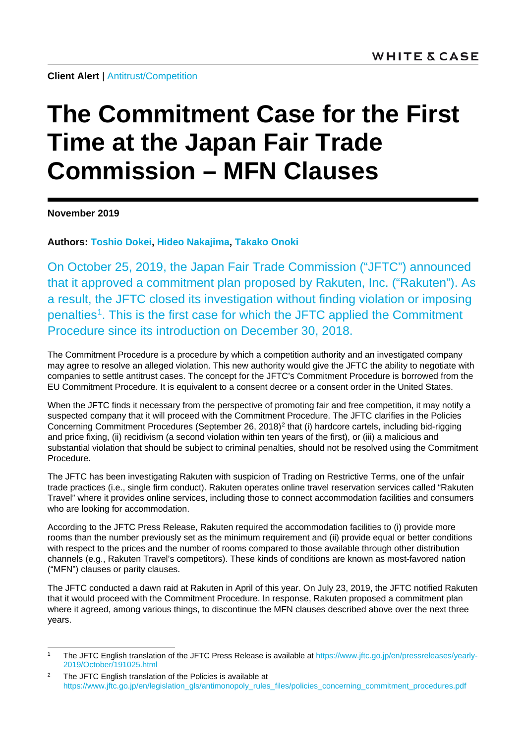**Client Alert** | Antitrust/Competition

# The Commitment Case for the First Time at the Japan Fair Trade Commission – MFN Clauses

**November 2019**

**Authors: Toshio Dokei, Hideo Nakajima, Takako Onoki**

On October 25, 2019, the Japan Fair Trade Commission ("JFTC") announced that it approved a commitment plan proposed by Rakuten, Inc. ("Rakuten"). As a result, the JFTC closed its investigation without finding violation or imposing penalties[1]. This is the first case for which the JFTC applied the Commitment Procedure since its introduction on December 30, 2018.

The Commitment Procedure is a procedure by which a competition authority and an investigated company may agree to resolve an alleged violation. This new authority would give the JFTC the ability to negotiate with companies to settle antitrust cases. The concept for the JFTC's Commitment Procedure is borrowed from the EU Commitment Procedure. It is equivalent to a consent decree or a consent order in the United States.

When the JFTC finds it necessary from the perspective of promoting fair and free competition, it may notify a suspected company that it will proceed with the Commitment Procedure. The JFTC clarifies in the Policies Concerning Commitment Procedures (September 26, 2018)[2] that (i) hardcore cartels, including bid-rigging and price fixing, (ii) recidivism (a second violation within ten years of the first), or (iii) a malicious and substantial violation that should be subject to criminal penalties, should not be resolved using the Commitment Procedure.

The JFTC has been investigating Rakuten with suspicion of Trading on Restrictive Terms, one of the unfair trade practices (i.e., single firm conduct). Rakuten operates online travel reservation services called "Rakuten Travel" where it provides online services, including those to connect accommodation facilities and consumers who are looking for accommodation.

According to the JFTC Press Release, Rakuten required the accommodation facilities to (i) provide more rooms than the number previously set as the minimum requirement and (ii) provide equal or better conditions with respect to the prices and the number of rooms compared to those available through other distribution channels (e.g., Rakuten Travel's competitors). These kinds of conditions are known as most-favored nation ("MFN") clauses or parity clauses.

The JFTC conducted a dawn raid at Rakuten in April of this year. On July 23, 2019, the JFTC notified Rakuten that it would proceed with the Commitment Procedure. In response, Rakuten proposed a commitment plan where it agreed, among various things, to discontinue the MFN clauses described above over the next three years.

---

[1] The JFTC English translation of the JFTC Press Release is available at https://www.jftc.go.jp/en/pressreleases/yearly-2019/October/191025.html

[2] The JFTC English translation of the Policies is available at https://www.jftc.go.jp/en/legislation_gls/antimonopoly_rules_files/policies_concerning_commitment_procedures.pdf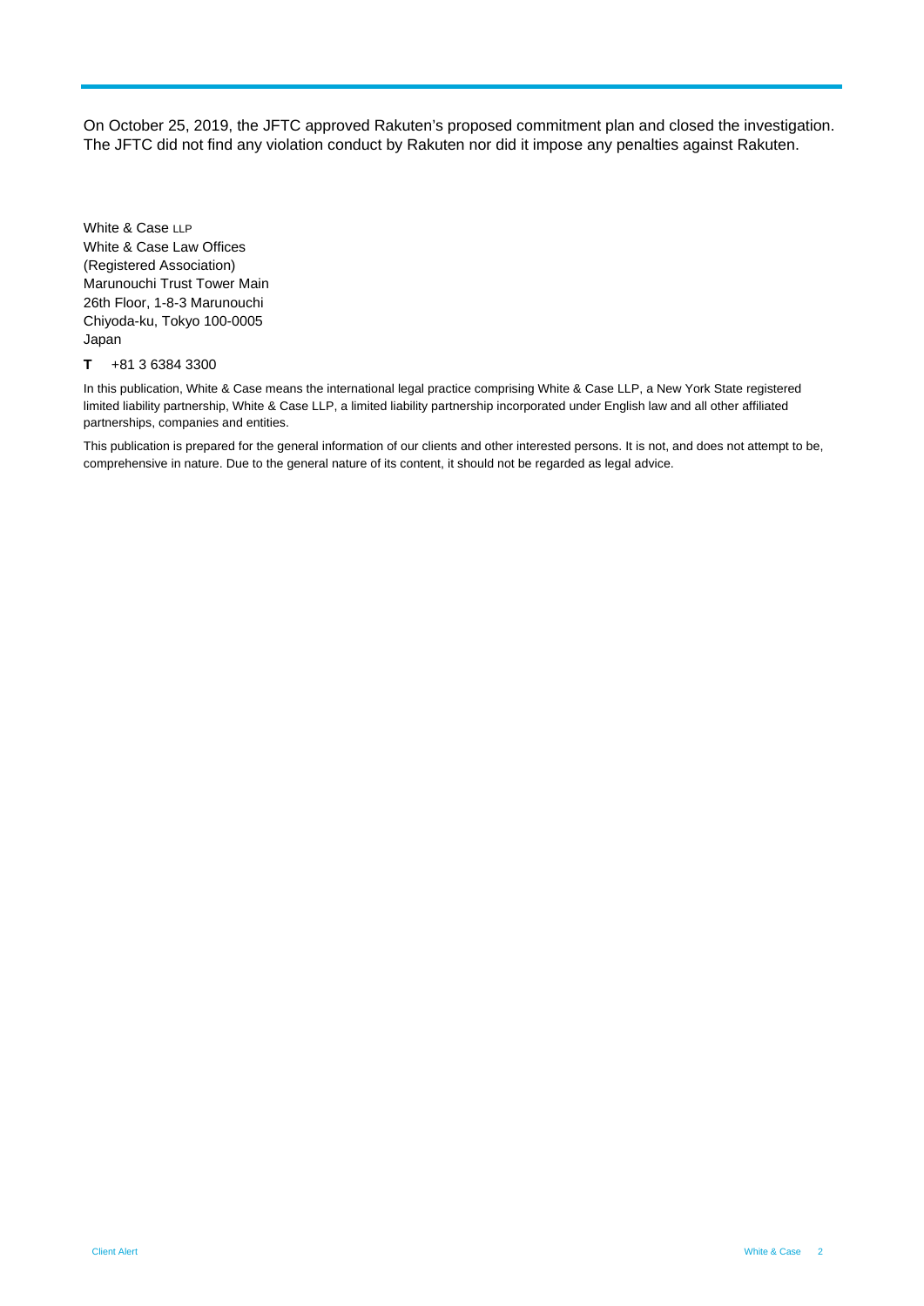On October 25, 2019, the JFTC approved Rakuten's proposed commitment plan and closed the investigation. The JFTC did not find any violation conduct by Rakuten nor did it impose any penalties against Rakuten.

White & Case LLP
White & Case Law Offices
(Registered Association)
Marunouchi Trust Tower Main
26th Floor, 1-8-3 Marunouchi
Chiyoda-ku, Tokyo 100-0005
Japan

**T** +81 3 6384 3300

In this publication, White & Case means the international legal practice comprising White & Case LLP, a New York State registered limited liability partnership, White & Case LLP, a limited liability partnership incorporated under English law and all other affiliated partnerships, companies and entities.

This publication is prepared for the general information of our clients and other interested persons. It is not, and does not attempt to be, comprehensive in nature. Due to the general nature of its content, it should not be regarded as legal advice.